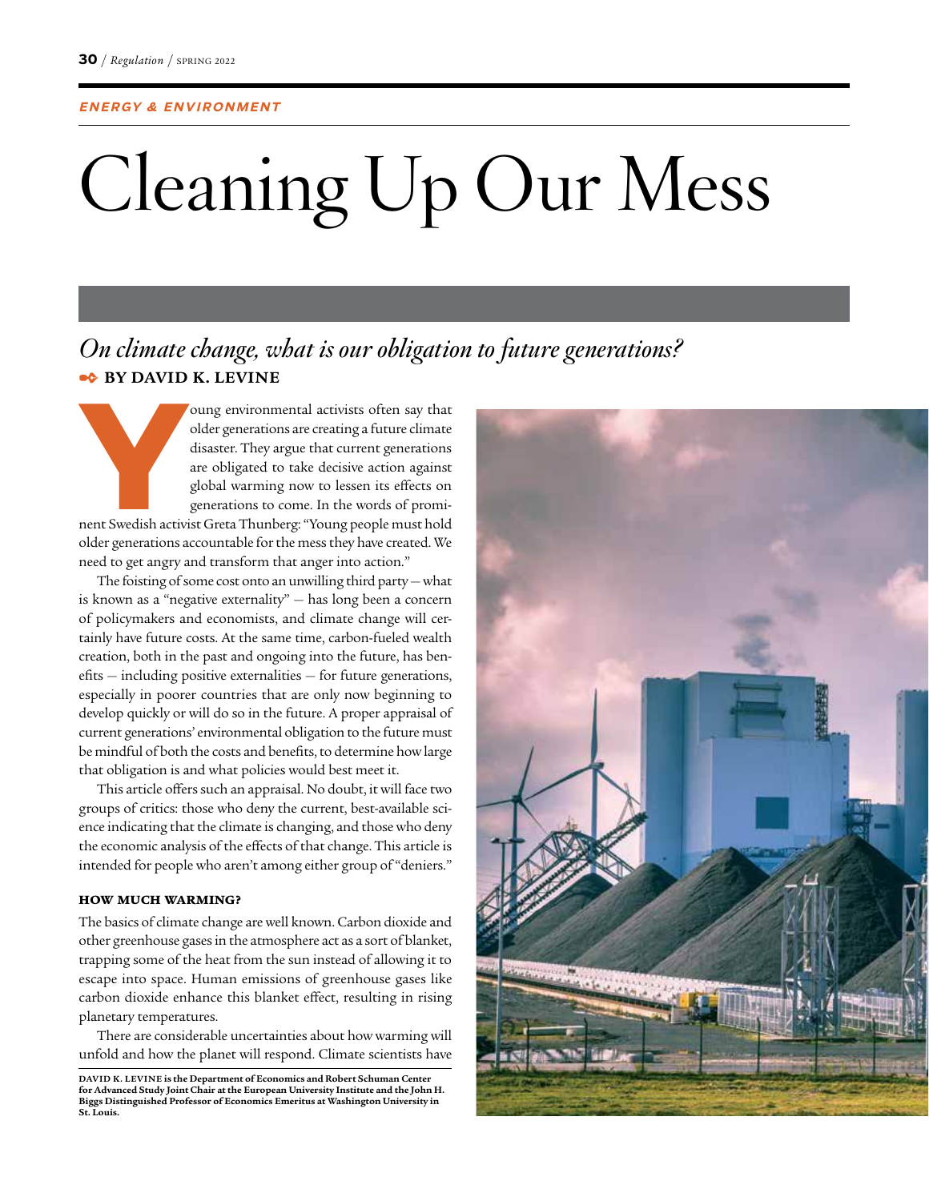ENERGY & ENVIRONMENT

# Cleaning Up Our Mess

## *On climate change, what is our obligation to future generations?*

**BY DAVID K. LEVINE**

Young environmental activists often say that older generations are creating a future climate disaster. They argue that current generations are obligated to take decisive action against global warming now to lessen its effects on generations to come. In the words of prominent Swedish activist Greta Thunberg: "Young people must hold older generations accountable for the mess they have created. We need to get angry and transform that anger into action."

The foisting of some cost onto an unwilling third party — what is known as a "negative externality" — has long been a concern of policymakers and economists, and climate change will certainly have future costs. At the same time, carbon-fueled wealth creation, both in the past and ongoing into the future, has benefits — including positive externalities — for future generations, especially in poorer countries that are only now beginning to develop quickly or will do so in the future. A proper appraisal of current generations' environmental obligation to the future must be mindful of both the costs and benefits, to determine how large that obligation is and what policies would best meet it.

This article offers such an appraisal. No doubt, it will face two groups of critics: those who deny the current, best-available science indicating that the climate is changing, and those who deny the economic analysis of the effects of that change. This article is intended for people who aren't among either group of "deniers."

### HOW MUCH WARMING?

The basics of climate change are well known. Carbon dioxide and other greenhouse gases in the atmosphere act as a sort of blanket, trapping some of the heat from the sun instead of allowing it to escape into space. Human emissions of greenhouse gases like carbon dioxide enhance this blanket effect, resulting in rising planetary temperatures.

There are considerable uncertainties about how warming will unfold and how the planet will respond. Climate scientists have

**DAVID K. LEVINE is the Department of Economics and Robert Schuman Center for Advanced Study Joint Chair at the European University Institute and the John H. Biggs Distinguished Professor of Economics Emeritus at Washington University in St. Louis.**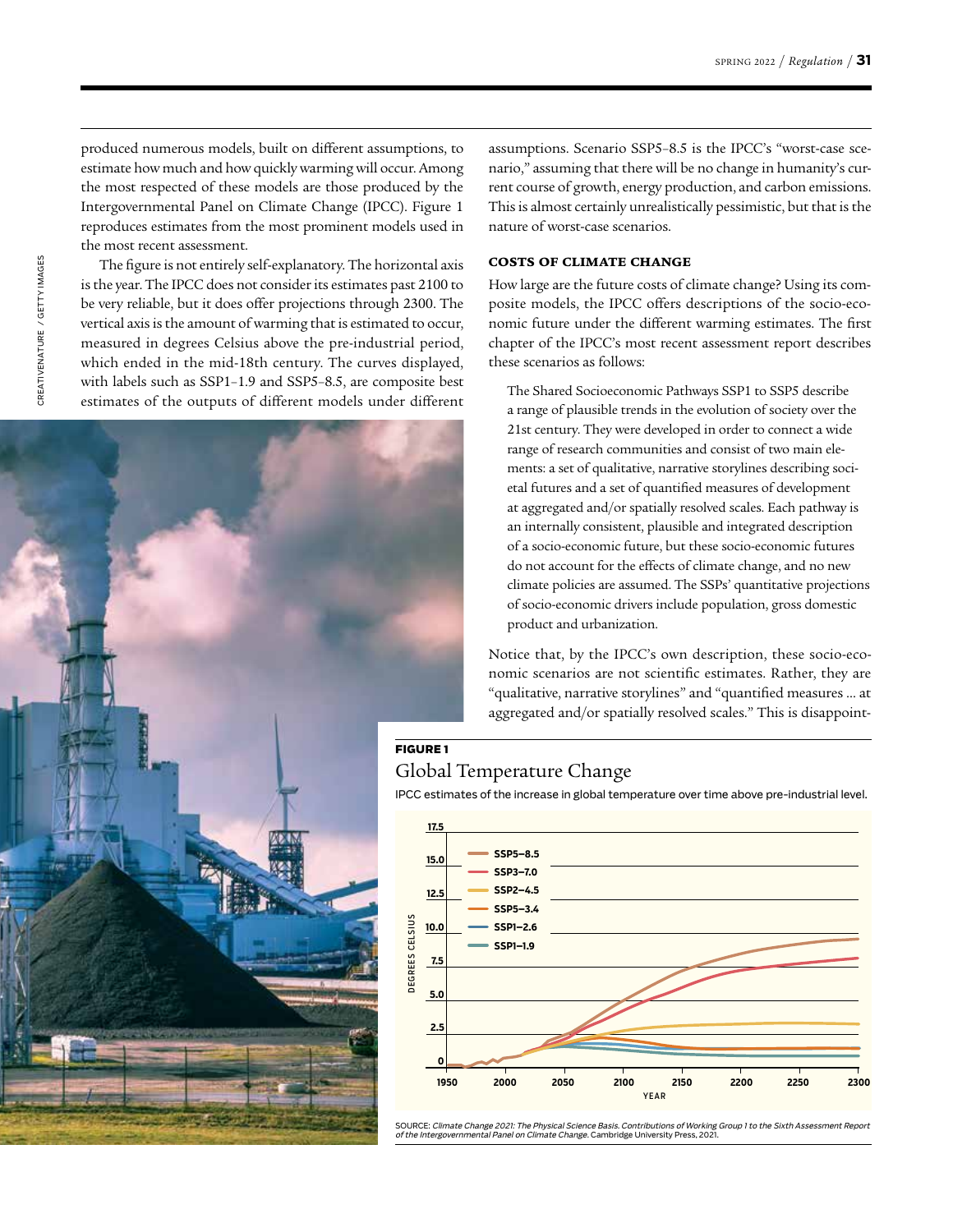produced numerous models, built on different assumptions, to estimate how much and how quickly warming will occur. Among the most respected of these models are those produced by the Intergovernmental Panel on Climate Change (IPCC). Figure 1 reproduces estimates from the most prominent models used in the most recent assessment.

The figure is not entirely self-explanatory. The horizontal axis is the year. The IPCC does not consider its estimates past 2100 to be very reliable, but it does offer projections through 2300. The vertical axis is the amount of warming that is estimated to occur, measured in degrees Celsius above the pre-industrial period, which ended in the mid-18th century. The curves displayed, with labels such as SSP1–1.9 and SSP5–8.5, are composite best estimates of the outputs of different models under different assumptions. Scenario SSP5–8.5 is the IPCC's "worst-case scenario," assuming that there will be no change in humanity's current course of growth, energy production, and carbon emissions. This is almost certainly unrealistically pessimistic, but that is the nature of worst-case scenarios.

### COSTS OF CLIMATE CHANGE

How large are the future costs of climate change? Using its composite models, the IPCC offers descriptions of the socio-economic future under the different warming estimates. The first chapter of the IPCC's most recent assessment report describes these scenarios as follows:

> The Shared Socioeconomic Pathways SSP1 to SSP5 describe a range of plausible trends in the evolution of society over the 21st century. They were developed in order to connect a wide range of research communities and consist of two main elements: a set of qualitative, narrative storylines describing societal futures and a set of quantified measures of development at aggregated and/or spatially resolved scales. Each pathway is an internally consistent, plausible and integrated description of a socio-economic future, but these socio-economic futures do not account for the effects of climate change, and no new climate policies are assumed. The SSPs' quantitative projections of socio-economic drivers include population, gross domestic product and urbanization.

Notice that, by the IPCC's own description, these socio-economic scenarios are not scientific estimates. Rather, they are "qualitative, narrative storylines" and "quantified measures … at aggregated and/or spatially resolved scales." This is disappoint-

**FIGURE 1**

## Global Temperature Change

IPCC estimates of the increase in global temperature over time above pre-industrial level.

SOURCE: *Climate Change 2021: The Physical Science Basis. Contributions of Working Group 1 to the Sixth Assessment Report of the Intergovernmental Panel on Climate Change.* Cambridge University Press, 2021.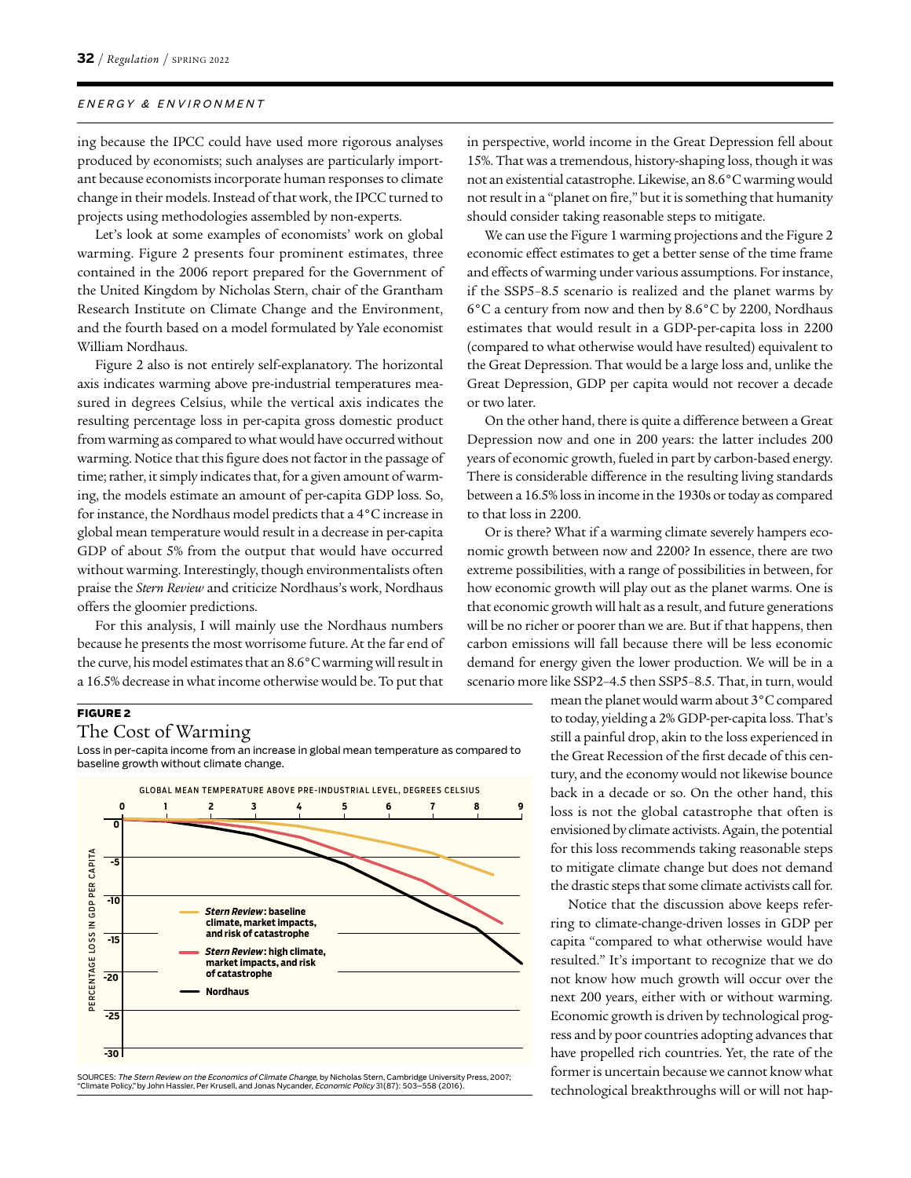ing because the IPCC could have used more rigorous analyses produced by economists; such analyses are particularly important because economists incorporate human responses to climate change in their models. Instead of that work, the IPCC turned to projects using methodologies assembled by non-experts.

Let's look at some examples of economists' work on global warming. Figure 2 presents four prominent estimates, three contained in the 2006 report prepared for the Government of the United Kingdom by Nicholas Stern, chair of the Grantham Research Institute on Climate Change and the Environment, and the fourth based on a model formulated by Yale economist William Nordhaus.

Figure 2 also is not entirely self-explanatory. The horizontal axis indicates warming above pre-industrial temperatures measured in degrees Celsius, while the vertical axis indicates the resulting percentage loss in per-capita gross domestic product from warming as compared to what would have occurred without warming. Notice that this figure does not factor in the passage of time; rather, it simply indicates that, for a given amount of warming, the models estimate an amount of per-capita GDP loss. So, for instance, the Nordhaus model predicts that a 4°C increase in global mean temperature would result in a decrease in per-capita GDP of about 5% from the output that would have occurred without warming. Interestingly, though environmentalists often praise the *Stern Review* and criticize Nordhaus's work, Nordhaus offers the gloomier predictions.

For this analysis, I will mainly use the Nordhaus numbers because he presents the most worrisome future. At the far end of the curve, his model estimates that an 8.6°C warming will result in a 16.5% decrease in what income otherwise would be. To put that in perspective, world income in the Great Depression fell about 15%. That was a tremendous, history-shaping loss, though it was not an existential catastrophe. Likewise, an 8.6°C warming would not result in a "planet on fire," but it is something that humanity should consider taking reasonable steps to mitigate.

We can use the Figure 1 warming projections and the Figure 2 economic effect estimates to get a better sense of the time frame and effects of warming under various assumptions. For instance, if the SSP5–8.5 scenario is realized and the planet warms by 6°C a century from now and then by 8.6°C by 2200, Nordhaus estimates that would result in a GDP-per-capita loss in 2200 (compared to what otherwise would have resulted) equivalent to the Great Depression. That would be a large loss and, unlike the Great Depression, GDP per capita would not recover a decade or two later.

On the other hand, there is quite a difference between a Great Depression now and one in 200 years: the latter includes 200 years of economic growth, fueled in part by carbon-based energy. There is considerable difference in the resulting living standards between a 16.5% loss in income in the 1930s or today as compared to that loss in 2200.

Or is there? What if a warming climate severely hampers economic growth between now and 2200? In essence, there are two extreme possibilities, with a range of possibilities in between, for how economic growth will play out as the planet warms. One is that economic growth will halt as a result, and future generations will be no richer or poorer than we are. But if that happens, then carbon emissions will fall because there will be less economic demand for energy given the lower production. We will be in a scenario more like SSP2–4.5 then SSP5–8.5. That, in turn, would mean the planet would warm about 3°C compared to today, yielding a 2% GDP-per-capita loss. That's still a painful drop, akin to the loss experienced in the Great Recession of the first decade of this century, and the economy would not likewise bounce back in a decade or so. On the other hand, this loss is not the global catastrophe that often is envisioned by climate activists. Again, the potential for this loss recommends taking reasonable steps to mitigate climate change but does not demand the drastic steps that some climate activists call for.

Notice that the discussion above keeps referring to climate-change-driven losses in GDP per capita "compared to what otherwise would have resulted." It's important to recognize that we do not know how much growth will occur over the next 200 years, either with or without warming. Economic growth is driven by technological progress and by poor countries adopting advances that have propelled rich countries. Yet, the rate of the former is uncertain because we cannot know what technological breakthroughs will or will not hap-

**FIGURE 2**

## The Cost of Warming

Loss in per-capita income from an increase in global mean temperature as compared to baseline growth without climate change.

GLOBAL MEAN TEMPERATURE ABOVE PRE-INDUSTRIAL LEVEL, DEGREES CELSIUS

PERCENTAGE LOSS IN GDP PER CAPITA

- ***Stern Review*: baseline climate, market impacts, and risk of catastrophe**
- ***Stern Review*: high climate, market impacts, and risk of catastrophe**
- **Nordhaus**

SOURCES: *The Stern Review on the Economics of Climate Change*, by Nicholas Stern, Cambridge University Press, 2007; "Climate Policy," by John Hassler, Per Krusell, and Jonas Nycander, *Economic Policy* 31(87): 503–558 (2016).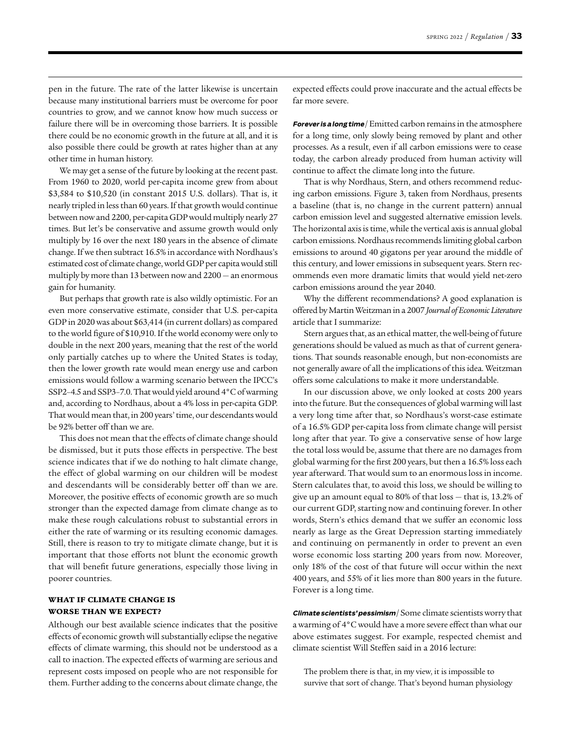pen in the future. The rate of the latter likewise is uncertain because many institutional barriers must be overcome for poor countries to grow, and we cannot know how much success or failure there will be in overcoming those barriers. It is possible there could be no economic growth in the future at all, and it is also possible there could be growth at rates higher than at any other time in human history.

We may get a sense of the future by looking at the recent past. From 1960 to 2020, world per-capita income grew from about $3,584 to $10,520 (in constant 2015 U.S. dollars). That is, it nearly tripled in less than 60 years. If that growth would continue between now and 2200, per-capita GDP would multiply nearly 27 times. But let's be conservative and assume growth would only multiply by 16 over the next 180 years in the absence of climate change. If we then subtract 16.5% in accordance with Nordhaus's estimated cost of climate change, world GDP per capita would still multiply by more than 13 between now and 2200 — an enormous gain for humanity.

But perhaps that growth rate is also wildly optimistic. For an even more conservative estimate, consider that U.S. per-capita GDP in 2020 was about $63,414 (in current dollars) as compared to the world figure of $10,910. If the world economy were only to double in the next 200 years, meaning that the rest of the world only partially catches up to where the United States is today, then the lower growth rate would mean energy use and carbon emissions would follow a warming scenario between the IPCC's SSP2–4.5 and SSP3–7.0. That would yield around 4°C of warming and, according to Nordhaus, about a 4% loss in per-capita GDP. That would mean that, in 200 years' time, our descendants would be 92% better off than we are.

This does not mean that the effects of climate change should be dismissed, but it puts those effects in perspective. The best science indicates that if we do nothing to halt climate change, the effect of global warming on our children will be modest and descendants will be considerably better off than we are. Moreover, the positive effects of economic growth are so much stronger than the expected damage from climate change as to make these rough calculations robust to substantial errors in either the rate of warming or its resulting economic damages. Still, there is reason to try to mitigate climate change, but it is important that those efforts not blunt the economic growth that will benefit future generations, especially those living in poorer countries.

## WHAT IF CLIMATE CHANGE IS WORSE THAN WE EXPECT?

Although our best available science indicates that the positive effects of economic growth will substantially eclipse the negative effects of climate warming, this should not be understood as a call to inaction. The expected effects of warming are serious and represent costs imposed on people who are not responsible for them. Further adding to the concerns about climate change, the expected effects could prove inaccurate and the actual effects be far more severe.

***Forever is a long time*** / Emitted carbon remains in the atmosphere for a long time, only slowly being removed by plant and other processes. As a result, even if all carbon emissions were to cease today, the carbon already produced from human activity will continue to affect the climate long into the future.

That is why Nordhaus, Stern, and others recommend reducing carbon emissions. Figure 3, taken from Nordhaus, presents a baseline (that is, no change in the current pattern) annual carbon emission level and suggested alternative emission levels. The horizontal axis is time, while the vertical axis is annual global carbon emissions. Nordhaus recommends limiting global carbon emissions to around 40 gigatons per year around the middle of this century, and lower emissions in subsequent years. Stern recommends even more dramatic limits that would yield net-zero carbon emissions around the year 2040.

Why the different recommendations? A good explanation is offered by Martin Weitzman in a 2007 *Journal of Economic Literature* article that I summarize:

Stern argues that, as an ethical matter, the well-being of future generations should be valued as much as that of current generations. That sounds reasonable enough, but non-economists are not generally aware of all the implications of this idea. Weitzman offers some calculations to make it more understandable.

In our discussion above, we only looked at costs 200 years into the future. But the consequences of global warming will last a very long time after that, so Nordhaus's worst-case estimate of a 16.5% GDP per-capita loss from climate change will persist long after that year. To give a conservative sense of how large the total loss would be, assume that there are no damages from global warming for the first 200 years, but then a 16.5% loss each year afterward. That would sum to an enormous loss in income. Stern calculates that, to avoid this loss, we should be willing to give up an amount equal to 80% of that loss — that is, 13.2% of our current GDP, starting now and continuing forever. In other words, Stern's ethics demand that we suffer an economic loss nearly as large as the Great Depression starting immediately and continuing on permanently in order to prevent an even worse economic loss starting 200 years from now. Moreover, only 18% of the cost of that future will occur within the next 400 years, and 55% of it lies more than 800 years in the future. Forever is a long time.

***Climate scientists' pessimism*** / Some climate scientists worry that a warming of 4°C would have a more severe effect than what our above estimates suggest. For example, respected chemist and climate scientist Will Steffen said in a 2016 lecture:

> The problem there is that, in my view, it is impossible to survive that sort of change. That's beyond human physiology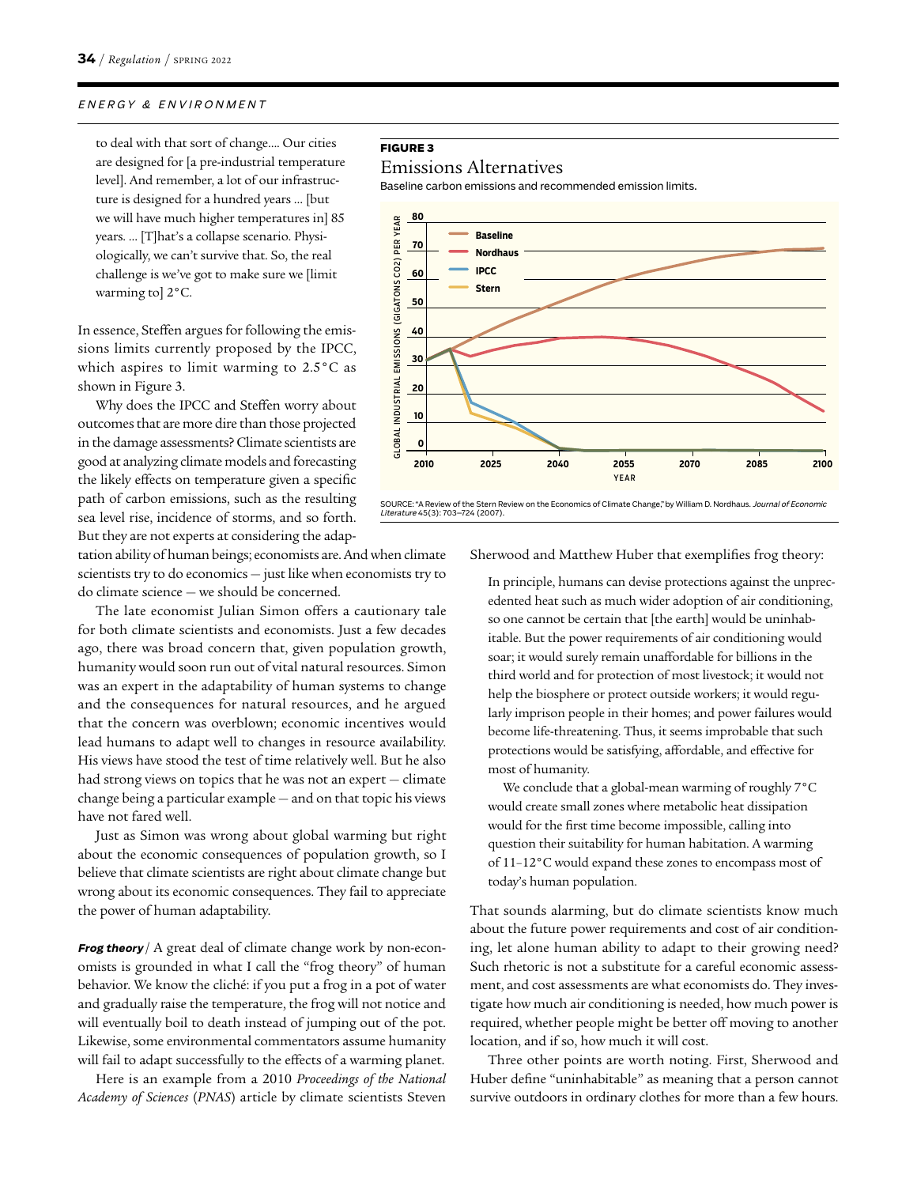to deal with that sort of change.... Our cities are designed for [a pre-industrial temperature level]. And remember, a lot of our infrastructure is designed for a hundred years ... [but we will have much higher temperatures in] 85 years. ... [T]hat's a collapse scenario. Physiologically, we can't survive that. So, the real challenge is we've got to make sure we [limit warming to] 2°C.

In essence, Steffen argues for following the emissions limits currently proposed by the IPCC, which aspires to limit warming to 2.5°C as shown in Figure 3.

Why does the IPCC and Steffen worry about outcomes that are more dire than those projected in the damage assessments? Climate scientists are good at analyzing climate models and forecasting the likely effects on temperature given a specific path of carbon emissions, such as the resulting sea level rise, incidence of storms, and so forth. But they are not experts at considering the adaptation ability of human beings; economists are. And when climate scientists try to do economics — just like when economists try to do climate science — we should be concerned.

The late economist Julian Simon offers a cautionary tale for both climate scientists and economists. Just a few decades ago, there was broad concern that, given population growth, humanity would soon run out of vital natural resources. Simon was an expert in the adaptability of human systems to change and the consequences for natural resources, and he argued that the concern was overblown; economic incentives would lead humans to adapt well to changes in resource availability. His views have stood the test of time relatively well. But he also had strong views on topics that he was not an expert — climate change being a particular example — and on that topic his views have not fared well.

Just as Simon was wrong about global warming but right about the economic consequences of population growth, so I believe that climate scientists are right about climate change but wrong about its economic consequences. They fail to appreciate the power of human adaptability.

**FIGURE 3**

Emissions Alternatives

Baseline carbon emissions and recommended emission limits.

SOURCE: "A Review of the Stern Review on the Economics of Climate Change," by William D. Nordhaus. *Journal of Economic Literature* 45(3): 703–724 (2007).

***Frog theory*** / A great deal of climate change work by non-economists is grounded in what I call the "frog theory" of human behavior. We know the cliché: if you put a frog in a pot of water and gradually raise the temperature, the frog will not notice and will eventually boil to death instead of jumping out of the pot. Likewise, some environmental commentators assume humanity will fail to adapt successfully to the effects of a warming planet.

Here is an example from a 2010 *Proceedings of the National Academy of Sciences* (*PNAS*) article by climate scientists Steven Sherwood and Matthew Huber that exemplifies frog theory:

> In principle, humans can devise protections against the unprecedented heat such as much wider adoption of air conditioning, so one cannot be certain that [the earth] would be uninhabitable. But the power requirements of air conditioning would soar; it would surely remain unaffordable for billions in the third world and for protection of most livestock; it would not help the biosphere or protect outside workers; it would regularly imprison people in their homes; and power failures would become life-threatening. Thus, it seems improbable that such protections would be satisfying, affordable, and effective for most of humanity.
>
> We conclude that a global-mean warming of roughly 7°C would create small zones where metabolic heat dissipation would for the first time become impossible, calling into question their suitability for human habitation. A warming of 11–12°C would expand these zones to encompass most of today's human population.

That sounds alarming, but do climate scientists know much about the future power requirements and cost of air conditioning, let alone human ability to adapt to their growing need? Such rhetoric is not a substitute for a careful economic assessment, and cost assessments are what economists do. They investigate how much air conditioning is needed, how much power is required, whether people might be better off moving to another location, and if so, how much it will cost.

Three other points are worth noting. First, Sherwood and Huber define "uninhabitable" as meaning that a person cannot survive outdoors in ordinary clothes for more than a few hours.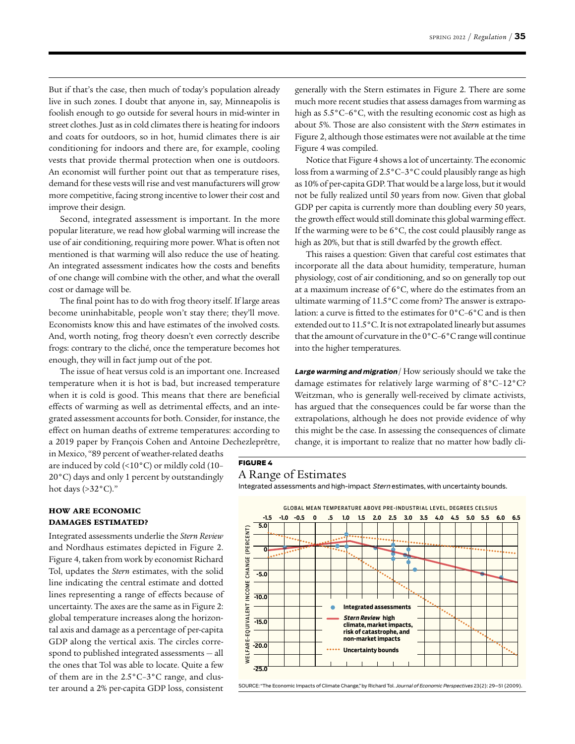But if that's the case, then much of today's population already live in such zones. I doubt that anyone in, say, Minneapolis is foolish enough to go outside for several hours in mid-winter in street clothes. Just as in cold climates there is heating for indoors and coats for outdoors, so in hot, humid climates there is air conditioning for indoors and there are, for example, cooling vests that provide thermal protection when one is outdoors. An economist will further point out that as temperature rises, demand for these vests will rise and vest manufacturers will grow more competitive, facing strong incentive to lower their cost and improve their design.

Second, integrated assessment is important. In the more popular literature, we read how global warming will increase the use of air conditioning, requiring more power. What is often not mentioned is that warming will also reduce the use of heating. An integrated assessment indicates how the costs and benefits of one change will combine with the other, and what the overall cost or damage will be.

The final point has to do with frog theory itself. If large areas become uninhabitable, people won't stay there; they'll move. Economists know this and have estimates of the involved costs. And, worth noting, frog theory doesn't even correctly describe frogs: contrary to the cliché, once the temperature becomes hot enough, they will in fact jump out of the pot.

The issue of heat versus cold is an important one. Increased temperature when it is hot is bad, but increased temperature when it is cold is good. This means that there are beneficial effects of warming as well as detrimental effects, and an integrated assessment accounts for both. Consider, for instance, the effect on human deaths of extreme temperatures: according to a 2019 paper by François Cohen and Antoine Dechezleprêtre, in Mexico, "89 percent of weather-related deaths are induced by cold (<10°C) or mildly cold (10–20°C) days and only 1 percent by outstandingly hot days (>32°C)."

## HOW ARE ECONOMIC DAMAGES ESTIMATED?

Integrated assessments underlie the *Stern Review* and Nordhaus estimates depicted in Figure 2. Figure 4, taken from work by economist Richard Tol, updates the *Stern* estimates, with the solid line indicating the central estimate and dotted lines representing a range of effects because of uncertainty. The axes are the same as in Figure 2: global temperature increases along the horizontal axis and damage as a percentage of per-capita GDP along the vertical axis. The circles correspond to published integrated assessments — all the ones that Tol was able to locate. Quite a few of them are in the 2.5°C–3°C range, and cluster around a 2% per-capita GDP loss, consistent generally with the Stern estimates in Figure 2. There are some much more recent studies that assess damages from warming as high as 5.5°C–6°C, with the resulting economic cost as high as about 5%. Those are also consistent with the *Stern* estimates in Figure 2, although those estimates were not available at the time Figure 4 was compiled.

Notice that Figure 4 shows a lot of uncertainty. The economic loss from a warming of 2.5°C–3°C could plausibly range as high as 10% of per-capita GDP. That would be a large loss, but it would not be fully realized until 50 years from now. Given that global GDP per capita is currently more than doubling every 50 years, the growth effect would still dominate this global warming effect. If the warming were to be 6°C, the cost could plausibly range as high as 20%, but that is still dwarfed by the growth effect.

This raises a question: Given that careful cost estimates that incorporate all the data about humidity, temperature, human physiology, cost of air conditioning, and so on generally top out at a maximum increase of 6°C, where do the estimates from an ultimate warming of 11.5°C come from? The answer is extrapolation: a curve is fitted to the estimates for 0°C–6°C and is then extended out to 11.5°C. It is not extrapolated linearly but assumes that the amount of curvature in the 0°C–6°C range will continue into the higher temperatures.

***Large warming and migration*** / How seriously should we take the damage estimates for relatively large warming of 8°C–12°C? Weitzman, who is generally well-received by climate activists, has argued that the consequences could be far worse than the extrapolations, although he does not provide evidence of why this might be the case. In assessing the consequences of climate change, it is important to realize that no matter how badly cli-

**FIGURE 4**

A Range of Estimates

Integrated assessments and high-impact *Stern* estimates, with uncertainty bounds.

SOURCE: "The Economic Impacts of Climate Change," by Richard Tol. *Journal of Economic Perspectives* 23(2): 29–51 (2009).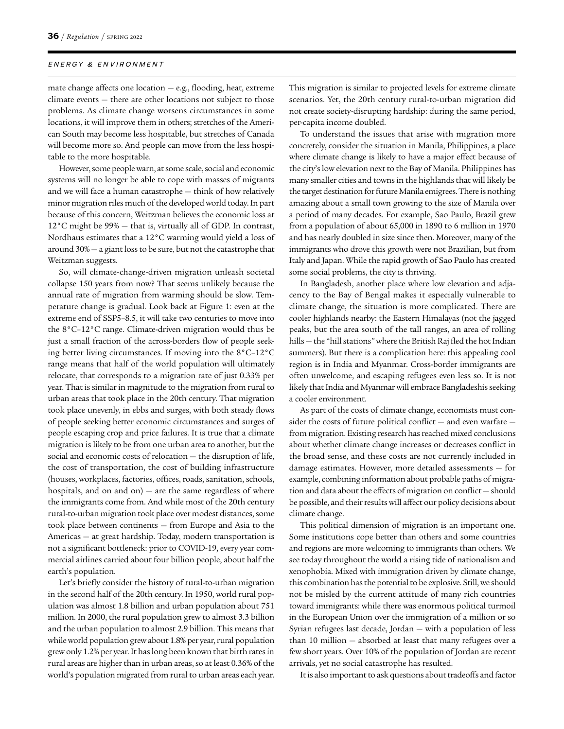mate change affects one location — e.g., flooding, heat, extreme climate events — there are other locations not subject to those problems. As climate change worsens circumstances in some locations, it will improve them in others; stretches of the American South may become less hospitable, but stretches of Canada will become more so. And people can move from the less hospitable to the more hospitable.

However, some people warn, at some scale, social and economic systems will no longer be able to cope with masses of migrants and we will face a human catastrophe — think of how relatively minor migration riles much of the developed world today. In part because of this concern, Weitzman believes the economic loss at 12°C might be 99% — that is, virtually all of GDP. In contrast, Nordhaus estimates that a 12°C warming would yield a loss of around 30% — a giant loss to be sure, but not the catastrophe that Weitzman suggests.

So, will climate-change-driven migration unleash societal collapse 150 years from now? That seems unlikely because the annual rate of migration from warming should be slow. Temperature change is gradual. Look back at Figure 1: even at the extreme end of SSP5–8.5, it will take two centuries to move into the 8°C–12°C range. Climate-driven migration would thus be just a small fraction of the across-borders flow of people seeking better living circumstances. If moving into the 8°C–12°C range means that half of the world population will ultimately relocate, that corresponds to a migration rate of just 0.33% per year. That is similar in magnitude to the migration from rural to urban areas that took place in the 20th century. That migration took place unevenly, in ebbs and surges, with both steady flows of people seeking better economic circumstances and surges of people escaping crop and price failures. It is true that a climate migration is likely to be from one urban area to another, but the social and economic costs of relocation — the disruption of life, the cost of transportation, the cost of building infrastructure (houses, workplaces, factories, offices, roads, sanitation, schools, hospitals, and on and on) — are the same regardless of where the immigrants come from. And while most of the 20th century rural-to-urban migration took place over modest distances, some took place between continents — from Europe and Asia to the Americas — at great hardship. Today, modern transportation is not a significant bottleneck: prior to COVID-19, every year commercial airlines carried about four billion people, about half the earth's population.

Let's briefly consider the history of rural-to-urban migration in the second half of the 20th century. In 1950, world rural population was almost 1.8 billion and urban population about 751 million. In 2000, the rural population grew to almost 3.3 billion and the urban population to almost 2.9 billion. This means that while world population grew about 1.8% per year, rural population grew only 1.2% per year. It has long been known that birth rates in rural areas are higher than in urban areas, so at least 0.36% of the world's population migrated from rural to urban areas each year. This migration is similar to projected levels for extreme climate scenarios. Yet, the 20th century rural-to-urban migration did not create society-disrupting hardship: during the same period, per-capita income doubled.

To understand the issues that arise with migration more concretely, consider the situation in Manila, Philippines, a place where climate change is likely to have a major effect because of the city's low elevation next to the Bay of Manila. Philippines has many smaller cities and towns in the highlands that will likely be the target destination for future Manila emigrees. There is nothing amazing about a small town growing to the size of Manila over a period of many decades. For example, Sao Paulo, Brazil grew from a population of about 65,000 in 1890 to 6 million in 1970 and has nearly doubled in size since then. Moreover, many of the immigrants who drove this growth were not Brazilian, but from Italy and Japan. While the rapid growth of Sao Paulo has created some social problems, the city is thriving.

In Bangladesh, another place where low elevation and adjacency to the Bay of Bengal makes it especially vulnerable to climate change, the situation is more complicated. There are cooler highlands nearby: the Eastern Himalayas (not the jagged peaks, but the area south of the tall ranges, an area of rolling hills — the "hill stations" where the British Raj fled the hot Indian summers). But there is a complication here: this appealing cool region is in India and Myanmar. Cross-border immigrants are often unwelcome, and escaping refugees even less so. It is not likely that India and Myanmar will embrace Bangladeshis seeking a cooler environment.

As part of the costs of climate change, economists must consider the costs of future political conflict — and even warfare — from migration. Existing research has reached mixed conclusions about whether climate change increases or decreases conflict in the broad sense, and these costs are not currently included in damage estimates. However, more detailed assessments — for example, combining information about probable paths of migration and data about the effects of migration on conflict — should be possible, and their results will affect our policy decisions about climate change.

This political dimension of migration is an important one. Some institutions cope better than others and some countries and regions are more welcoming to immigrants than others. We see today throughout the world a rising tide of nationalism and xenophobia. Mixed with immigration driven by climate change, this combination has the potential to be explosive. Still, we should not be misled by the current attitude of many rich countries toward immigrants: while there was enormous political turmoil in the European Union over the immigration of a million or so Syrian refugees last decade, Jordan — with a population of less than 10 million — absorbed at least that many refugees over a few short years. Over 10% of the population of Jordan are recent arrivals, yet no social catastrophe has resulted.

It is also important to ask questions about tradeoffs and factor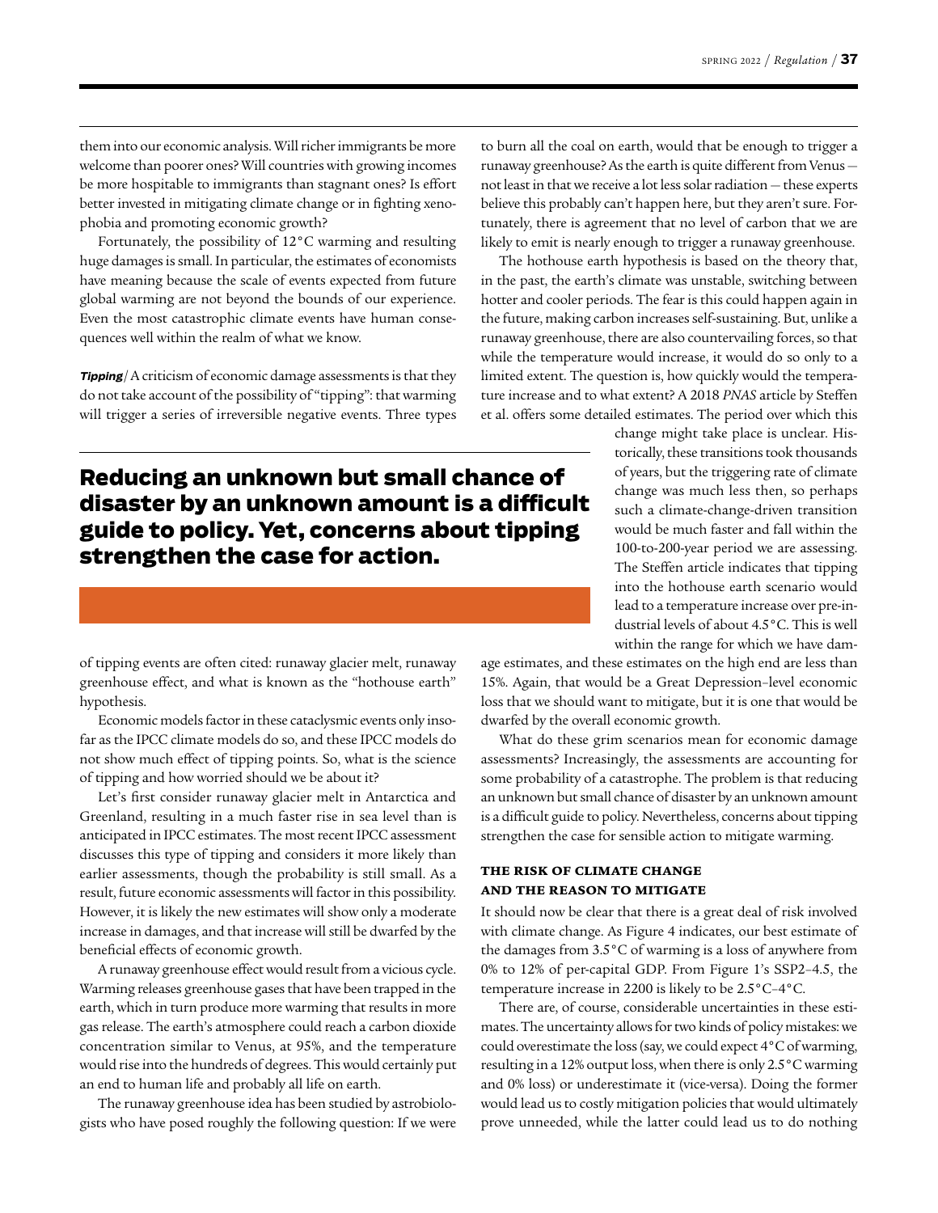them into our economic analysis. Will richer immigrants be more welcome than poorer ones? Will countries with growing incomes be more hospitable to immigrants than stagnant ones? Is effort better invested in mitigating climate change or in fighting xenophobia and promoting economic growth?

Fortunately, the possibility of 12°C warming and resulting huge damages is small. In particular, the estimates of economists have meaning because the scale of events expected from future global warming are not beyond the bounds of our experience. Even the most catastrophic climate events have human consequences well within the realm of what we know.

***Tipping*** / A criticism of economic damage assessments is that they do not take account of the possibility of "tipping": that warming will trigger a series of irreversible negative events. Three types of tipping events are often cited: runaway glacier melt, runaway greenhouse effect, and what is known as the "hothouse earth" hypothesis.

Economic models factor in these cataclysmic events only insofar as the IPCC climate models do so, and these IPCC models do not show much effect of tipping points. So, what is the science of tipping and how worried should we be about it?

Let's first consider runaway glacier melt in Antarctica and Greenland, resulting in a much faster rise in sea level than is anticipated in IPCC estimates. The most recent IPCC assessment discusses this type of tipping and considers it more likely than earlier assessments, though the probability is still small. As a result, future economic assessments will factor in this possibility. However, it is likely the new estimates will show only a moderate increase in damages, and that increase will still be dwarfed by the beneficial effects of economic growth.

A runaway greenhouse effect would result from a vicious cycle. Warming releases greenhouse gases that have been trapped in the earth, which in turn produce more warming that results in more gas release. The earth's atmosphere could reach a carbon dioxide concentration similar to Venus, at 95%, and the temperature would rise into the hundreds of degrees. This would certainly put an end to human life and probably all life on earth.

The runaway greenhouse idea has been studied by astrobiologists who have posed roughly the following question: If we were to burn all the coal on earth, would that be enough to trigger a runaway greenhouse? As the earth is quite different from Venus — not least in that we receive a lot less solar radiation — these experts believe this probably can't happen here, but they aren't sure. Fortunately, there is agreement that no level of carbon that we are likely to emit is nearly enough to trigger a runaway greenhouse.

The hothouse earth hypothesis is based on the theory that, in the past, the earth's climate was unstable, switching between hotter and cooler periods. The fear is this could happen again in the future, making carbon increases self-sustaining. But, unlike a runaway greenhouse, there are also countervailing forces, so that while the temperature would increase, it would do so only to a limited extent. The question is, how quickly would the temperature increase and to what extent? A 2018 *PNAS* article by Steffen et al. offers some detailed estimates. The period over which this change might take place is unclear. Historically, these transitions took thousands of years, but the triggering rate of climate change was much less then, so perhaps such a climate-change-driven transition would be much faster and fall within the 100-to-200-year period we are assessing. The Steffen article indicates that tipping into the hothouse earth scenario would lead to a temperature increase over pre-industrial levels of about 4.5°C. This is well within the range for which we have damage estimates, and these estimates on the high end are less than 15%. Again, that would be a Great Depression–level economic loss that we should want to mitigate, but it is one that would be dwarfed by the overall economic growth.

**Reducing an unknown but small chance of disaster by an unknown amount is a difficult guide to policy. Yet, concerns about tipping strengthen the case for action.**

What do these grim scenarios mean for economic damage assessments? Increasingly, the assessments are accounting for some probability of a catastrophe. The problem is that reducing an unknown but small chance of disaster by an unknown amount is a difficult guide to policy. Nevertheless, concerns about tipping strengthen the case for sensible action to mitigate warming.

## The Risk of Climate Change and the Reason to Mitigate

It should now be clear that there is a great deal of risk involved with climate change. As Figure 4 indicates, our best estimate of the damages from 3.5°C of warming is a loss of anywhere from 0% to 12% of per-capital GDP. From Figure 1's SSP2–4.5, the temperature increase in 2200 is likely to be 2.5°C–4°C.

There are, of course, considerable uncertainties in these estimates. The uncertainty allows for two kinds of policy mistakes: we could overestimate the loss (say, we could expect 4°C of warming, resulting in a 12% output loss, when there is only 2.5°C warming and 0% loss) or underestimate it (vice-versa). Doing the former would lead us to costly mitigation policies that would ultimately prove unneeded, while the latter could lead us to do nothing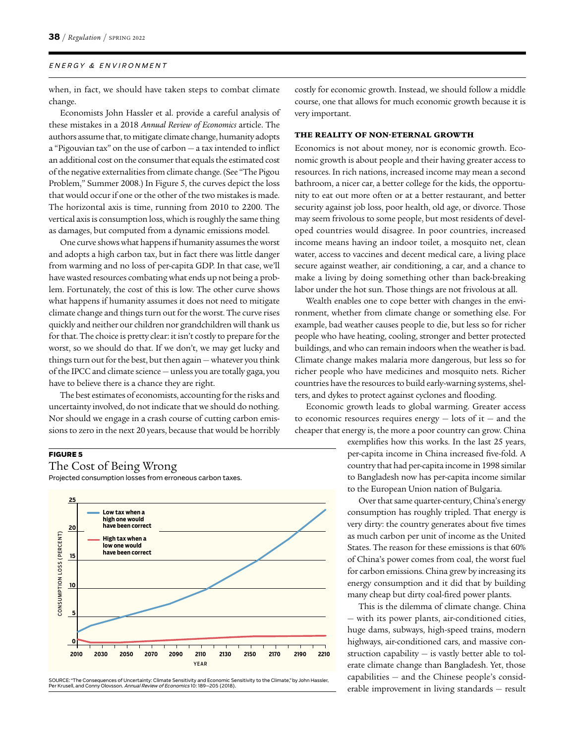when, in fact, we should have taken steps to combat climate change.

Economists John Hassler et al. provide a careful analysis of these mistakes in a 2018 *Annual Review of Economics* article. The authors assume that, to mitigate climate change, humanity adopts a "Pigouvian tax" on the use of carbon — a tax intended to inflict an additional cost on the consumer that equals the estimated cost of the negative externalities from climate change. (See "The Pigou Problem," Summer 2008.) In Figure 5, the curves depict the loss that would occur if one or the other of the two mistakes is made. The horizontal axis is time, running from 2010 to 2200. The vertical axis is consumption loss, which is roughly the same thing as damages, but computed from a dynamic emissions model.

One curve shows what happens if humanity assumes the worst and adopts a high carbon tax, but in fact there was little danger from warming and no loss of per-capita GDP. In that case, we'll have wasted resources combating what ends up not being a problem. Fortunately, the cost of this is low. The other curve shows what happens if humanity assumes it does not need to mitigate climate change and things turn out for the worst. The curve rises quickly and neither our children nor grandchildren will thank us for that. The choice is pretty clear: it isn't costly to prepare for the worst, so we should do that. If we don't, we may get lucky and things turn out for the best, but then again — whatever you think of the IPCC and climate science — unless you are totally gaga, you have to believe there is a chance they are right.

The best estimates of economists, accounting for the risks and uncertainty involved, do not indicate that we should do nothing. Nor should we engage in a crash course of cutting carbon emissions to zero in the next 20 years, because that would be horribly costly for economic growth. Instead, we should follow a middle course, one that allows for much economic growth because it is very important.

**FIGURE 5**

The Cost of Being Wrong

Projected consumption losses from erroneous carbon taxes.

SOURCE: "The Consequences of Uncertainty: Climate Sensitivity and Economic Sensitivity to the Climate," by John Hassler, Per Krusell, and Conny Olovsson. *Annual Review of Economics* 10: 189–205 (2018).

### THE REALITY OF NON-ETERNAL GROWTH

Economics is not about money, nor is economic growth. Economic growth is about people and their having greater access to resources. In rich nations, increased income may mean a second bathroom, a nicer car, a better college for the kids, the opportunity to eat out more often or at a better restaurant, and better security against job loss, poor health, old age, or divorce. Those may seem frivolous to some people, but most residents of developed countries would disagree. In poor countries, increased income means having an indoor toilet, a mosquito net, clean water, access to vaccines and decent medical care, a living place secure against weather, air conditioning, a car, and a chance to make a living by doing something other than back-breaking labor under the hot sun. Those things are not frivolous at all.

Wealth enables one to cope better with changes in the environment, whether from climate change or something else. For example, bad weather causes people to die, but less so for richer people who have heating, cooling, stronger and better protected buildings, and who can remain indoors when the weather is bad. Climate change makes malaria more dangerous, but less so for richer people who have medicines and mosquito nets. Richer countries have the resources to build early-warning systems, shelters, and dykes to protect against cyclones and flooding.

Economic growth leads to global warming. Greater access to economic resources requires energy — lots of it — and the cheaper that energy is, the more a poor country can grow. China exemplifies how this works. In the last 25 years, per-capita income in China increased five-fold. A country that had per-capita income in 1998 similar to Bangladesh now has per-capita income similar to the European Union nation of Bulgaria.

Over that same quarter-century, China's energy consumption has roughly tripled. That energy is very dirty: the country generates about five times as much carbon per unit of income as the United States. The reason for these emissions is that 60% of China's power comes from coal, the worst fuel for carbon emissions. China grew by increasing its energy consumption and it did that by building many cheap but dirty coal-fired power plants.

This is the dilemma of climate change. China — with its power plants, air-conditioned cities, huge dams, subways, high-speed trains, modern highways, air-conditioned cars, and massive construction capability — is vastly better able to tolerate climate change than Bangladesh. Yet, those capabilities — and the Chinese people's considerable improvement in living standards — result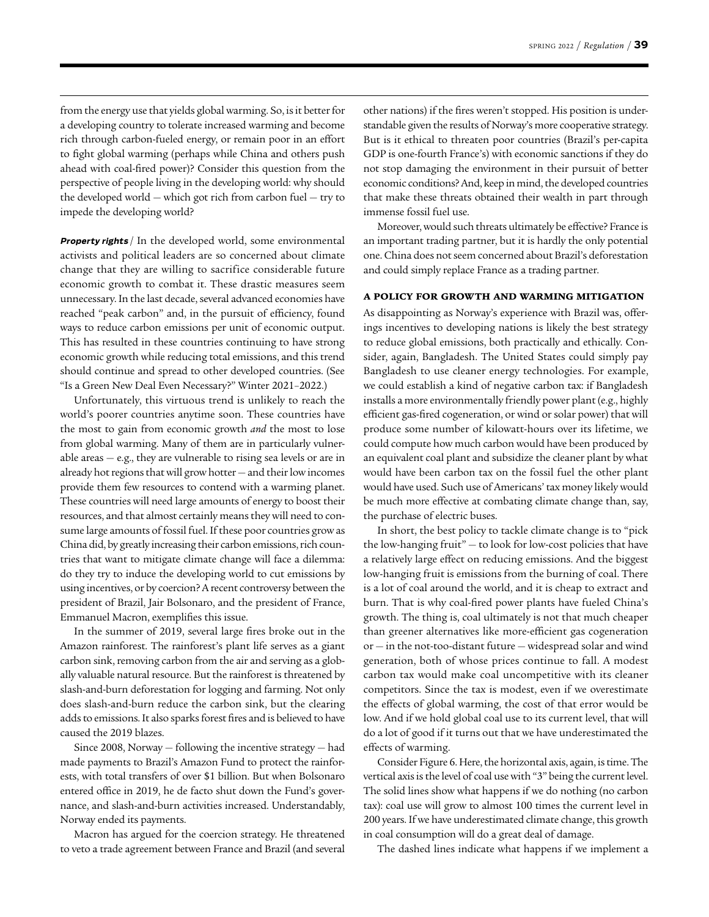from the energy use that yields global warming. So, is it better for a developing country to tolerate increased warming and become rich through carbon-fueled energy, or remain poor in an effort to fight global warming (perhaps while China and others push ahead with coal-fired power)? Consider this question from the perspective of people living in the developing world: why should the developed world — which got rich from carbon fuel — try to impede the developing world?

***Property rights*** / In the developed world, some environmental activists and political leaders are so concerned about climate change that they are willing to sacrifice considerable future economic growth to combat it. These drastic measures seem unnecessary. In the last decade, several advanced economies have reached "peak carbon" and, in the pursuit of efficiency, found ways to reduce carbon emissions per unit of economic output. This has resulted in these countries continuing to have strong economic growth while reducing total emissions, and this trend should continue and spread to other developed countries. (See "Is a Green New Deal Even Necessary?" Winter 2021–2022.)

Unfortunately, this virtuous trend is unlikely to reach the world's poorer countries anytime soon. These countries have the most to gain from economic growth *and* the most to lose from global warming. Many of them are in particularly vulnerable areas — e.g., they are vulnerable to rising sea levels or are in already hot regions that will grow hotter — and their low incomes provide them few resources to contend with a warming planet. These countries will need large amounts of energy to boost their resources, and that almost certainly means they will need to consume large amounts of fossil fuel. If these poor countries grow as China did, by greatly increasing their carbon emissions, rich countries that want to mitigate climate change will face a dilemma: do they try to induce the developing world to cut emissions by using incentives, or by coercion? A recent controversy between the president of Brazil, Jair Bolsonaro, and the president of France, Emmanuel Macron, exemplifies this issue.

In the summer of 2019, several large fires broke out in the Amazon rainforest. The rainforest's plant life serves as a giant carbon sink, removing carbon from the air and serving as a globally valuable natural resource. But the rainforest is threatened by slash-and-burn deforestation for logging and farming. Not only does slash-and-burn reduce the carbon sink, but the clearing adds to emissions. It also sparks forest fires and is believed to have caused the 2019 blazes.

Since 2008, Norway — following the incentive strategy — had made payments to Brazil's Amazon Fund to protect the rainforests, with total transfers of over $1 billion. But when Bolsonaro entered office in 2019, he de facto shut down the Fund's governance, and slash-and-burn activities increased. Understandably, Norway ended its payments.

Macron has argued for the coercion strategy. He threatened to veto a trade agreement between France and Brazil (and several other nations) if the fires weren't stopped. His position is understandable given the results of Norway's more cooperative strategy. But is it ethical to threaten poor countries (Brazil's per-capita GDP is one-fourth France's) with economic sanctions if they do not stop damaging the environment in their pursuit of better economic conditions? And, keep in mind, the developed countries that make these threats obtained their wealth in part through immense fossil fuel use.

Moreover, would such threats ultimately be effective? France is an important trading partner, but it is hardly the only potential one. China does not seem concerned about Brazil's deforestation and could simply replace France as a trading partner.

## A POLICY FOR GROWTH AND WARMING MITIGATION

As disappointing as Norway's experience with Brazil was, offerings incentives to developing nations is likely the best strategy to reduce global emissions, both practically and ethically. Consider, again, Bangladesh. The United States could simply pay Bangladesh to use cleaner energy technologies. For example, we could establish a kind of negative carbon tax: if Bangladesh installs a more environmentally friendly power plant (e.g., highly efficient gas-fired cogeneration, or wind or solar power) that will produce some number of kilowatt-hours over its lifetime, we could compute how much carbon would have been produced by an equivalent coal plant and subsidize the cleaner plant by what would have been carbon tax on the fossil fuel the other plant would have used. Such use of Americans' tax money likely would be much more effective at combating climate change than, say, the purchase of electric buses.

In short, the best policy to tackle climate change is to "pick the low-hanging fruit" — to look for low-cost policies that have a relatively large effect on reducing emissions. And the biggest low-hanging fruit is emissions from the burning of coal. There is a lot of coal around the world, and it is cheap to extract and burn. That is why coal-fired power plants have fueled China's growth. The thing is, coal ultimately is not that much cheaper than greener alternatives like more-efficient gas cogeneration or — in the not-too-distant future — widespread solar and wind generation, both of whose prices continue to fall. A modest carbon tax would make coal uncompetitive with its cleaner competitors. Since the tax is modest, even if we overestimate the effects of global warming, the cost of that error would be low. And if we hold global coal use to its current level, that will do a lot of good if it turns out that we have underestimated the effects of warming.

Consider Figure 6. Here, the horizontal axis, again, is time. The vertical axis is the level of coal use with "3" being the current level. The solid lines show what happens if we do nothing (no carbon tax): coal use will grow to almost 100 times the current level in 200 years. If we have underestimated climate change, this growth in coal consumption will do a great deal of damage.

The dashed lines indicate what happens if we implement a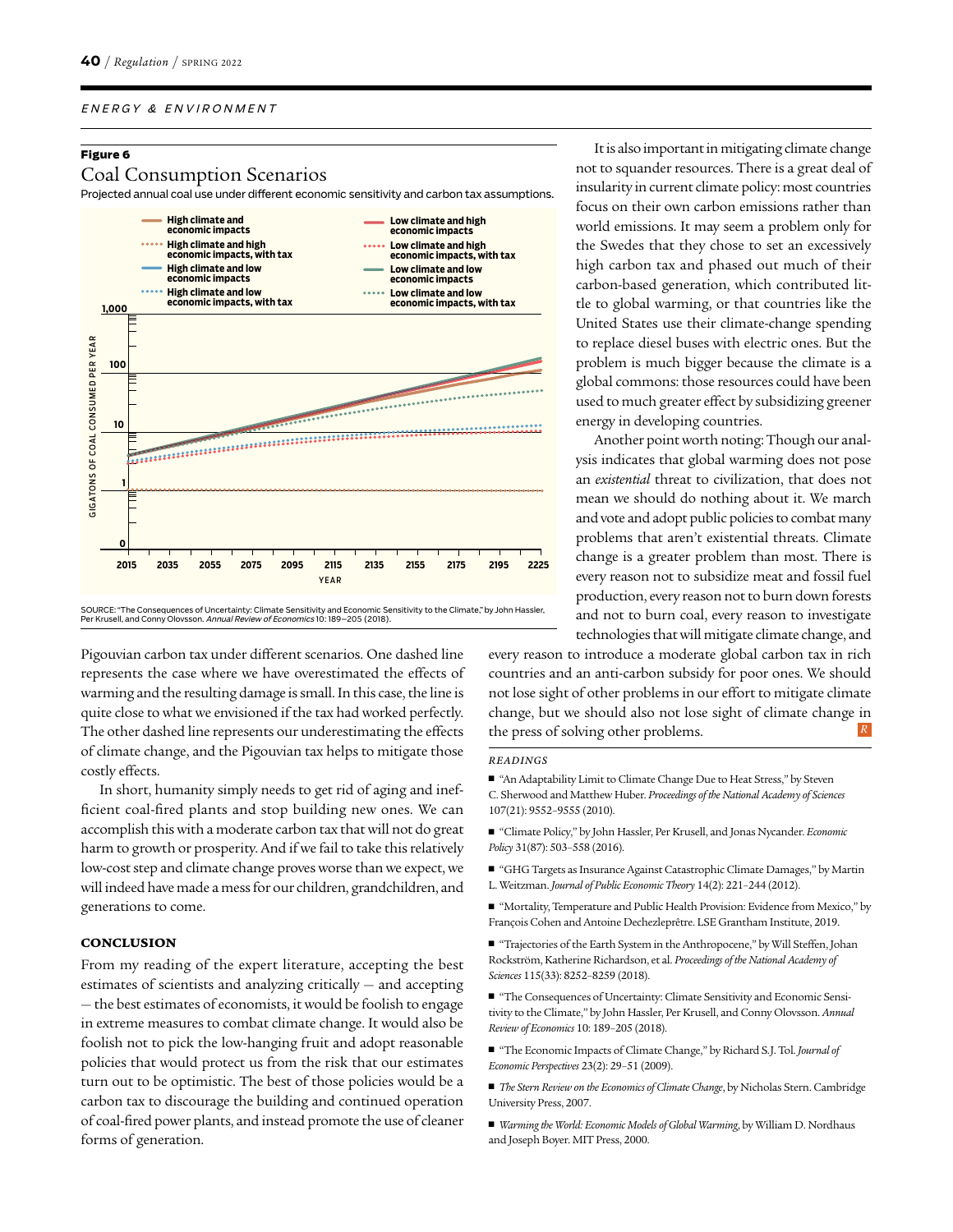**Figure 6**

## Coal Consumption Scenarios

Projected annual coal use under different economic sensitivity and carbon tax assumptions.

SOURCE: "The Consequences of Uncertainty: Climate Sensitivity and Economic Sensitivity to the Climate," by John Hassler, Per Krusell, and Conny Olovsson. *Annual Review of Economics* 10: 189–205 (2018).

Pigouvian carbon tax under different scenarios. One dashed line represents the case where we have overestimated the effects of warming and the resulting damage is small. In this case, the line is quite close to what we envisioned if the tax had worked perfectly. The other dashed line represents our underestimating the effects of climate change, and the Pigouvian tax helps to mitigate those costly effects.

In short, humanity simply needs to get rid of aging and inefficient coal-fired plants and stop building new ones. We can accomplish this with a moderate carbon tax that will not do great harm to growth or prosperity. And if we fail to take this relatively low-cost step and climate change proves worse than we expect, we will indeed have made a mess for our children, grandchildren, and generations to come.

### CONCLUSION

From my reading of the expert literature, accepting the best estimates of scientists and analyzing critically — and accepting — the best estimates of economists, it would be foolish to engage in extreme measures to combat climate change. It would also be foolish not to pick the low-hanging fruit and adopt reasonable policies that would protect us from the risk that our estimates turn out to be optimistic. The best of those policies would be a carbon tax to discourage the building and continued operation of coal-fired power plants, and instead promote the use of cleaner forms of generation.

It is also important in mitigating climate change not to squander resources. There is a great deal of insularity in current climate policy: most countries focus on their own carbon emissions rather than world emissions. It may seem a problem only for the Swedes that they chose to set an excessively high carbon tax and phased out much of their carbon-based generation, which contributed little to global warming, or that countries like the United States use their climate-change spending to replace diesel buses with electric ones. But the problem is much bigger because the climate is a global commons: those resources could have been used to much greater effect by subsidizing greener energy in developing countries.

Another point worth noting: Though our analysis indicates that global warming does not pose an *existential* threat to civilization, that does not mean we should do nothing about it. We march and vote and adopt public policies to combat many problems that aren't existential threats. Climate change is a greater problem than most. There is every reason not to subsidize meat and fossil fuel production, every reason not to burn down forests and not to burn coal, every reason to investigate technologies that will mitigate climate change, and every reason to introduce a moderate global carbon tax in rich countries and an anti-carbon subsidy for poor ones. We should not lose sight of other problems in our effort to mitigate climate change, but we should also not lose sight of climate change in the press of solving other problems.

*READINGS*

- "An Adaptability Limit to Climate Change Due to Heat Stress," by Steven C. Sherwood and Matthew Huber. *Proceedings of the National Academy of Sciences* 107(21): 9552–9555 (2010).
- "Climate Policy," by John Hassler, Per Krusell, and Jonas Nycander. *Economic Policy* 31(87): 503–558 (2016).
- "GHG Targets as Insurance Against Catastrophic Climate Damages," by Martin L. Weitzman. *Journal of Public Economic Theory* 14(2): 221–244 (2012).
- "Mortality, Temperature and Public Health Provision: Evidence from Mexico," by François Cohen and Antoine Dechezleprêtre. LSE Grantham Institute, 2019.
- "Trajectories of the Earth System in the Anthropocene," by Will Steffen, Johan Rockström, Katherine Richardson, et al. *Proceedings of the National Academy of Sciences* 115(33): 8252–8259 (2018).
- "The Consequences of Uncertainty: Climate Sensitivity and Economic Sensitivity to the Climate," by John Hassler, Per Krusell, and Conny Olovsson. *Annual Review of Economics* 10: 189–205 (2018).
- "The Economic Impacts of Climate Change," by Richard S.J. Tol. *Journal of Economic Perspectives* 23(2): 29–51 (2009).
- *The Stern Review on the Economics of Climate Change*, by Nicholas Stern. Cambridge University Press, 2007.
- *Warming the World: Economic Models of Global Warming*, by William D. Nordhaus and Joseph Boyer. MIT Press, 2000.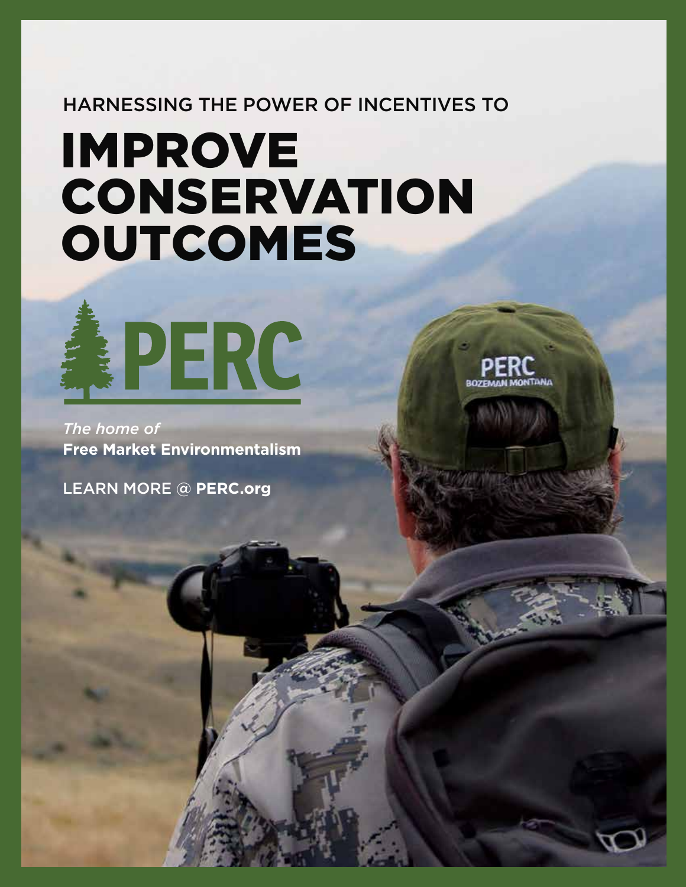HARNESSING THE POWER OF INCENTIVES TO

# IMPROVE CONSERVATION OUTCOMES

PERC

*The home of*
**Free Market Environmentalism**

LEARN MORE @ **PERC.org**